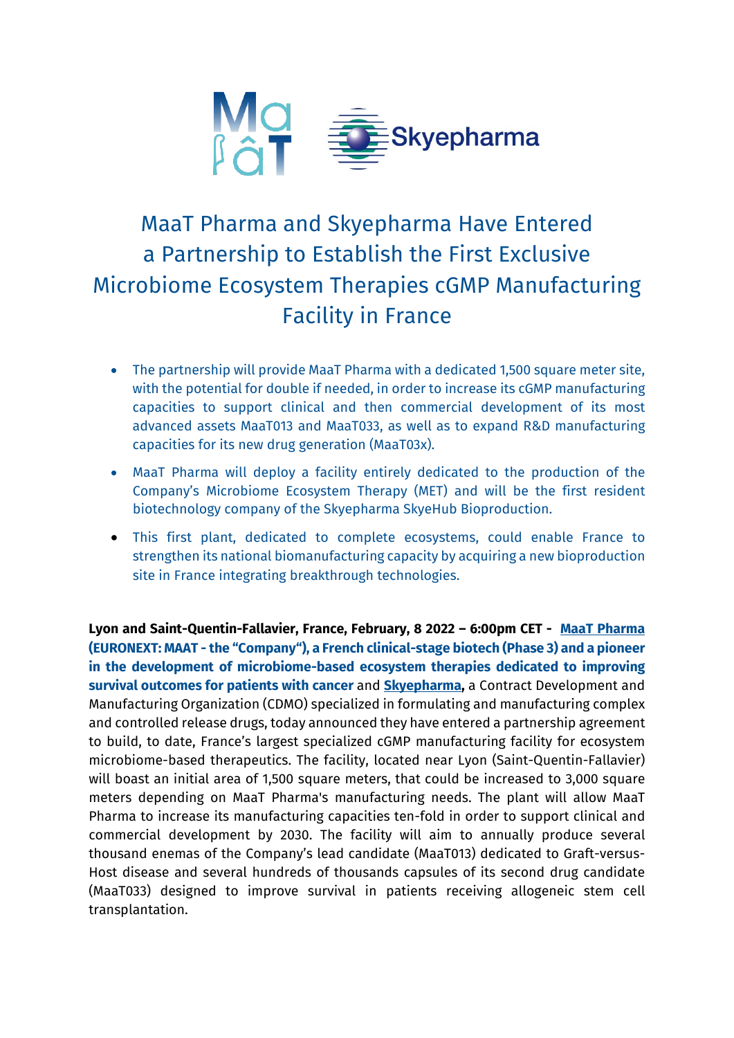# MaaT Pharma and Skyepharma Have Entered a Partnership to Establish the First Exclusive Microbiome Ecosystem Therapies cGMP Manufacturing Facility in France

- The partnership will provide MaaT Pharma with a dedicated 1,500 square meter site, with the potential for double if needed, in order to increase its cGMP manufacturing capacities to support clinical and then commercial development of its most advanced assets MaaT013 and MaaT033, as well as to expand R&D manufacturing capacities for its new drug generation (MaaT03x).
- MaaT Pharma will deploy a facility entirely dedicated to the production of the Company's Microbiome Ecosystem Therapy (MET) and will be the first resident biotechnology company of the Skyepharma SkyeHub Bioproduction.
- This first plant, dedicated to complete ecosystems, could enable France to strengthen its national biomanufacturing capacity by acquiring a new bioproduction site in France integrating breakthrough technologies.

**Lyon and Saint-Quentin-Fallavier, France, February, 8 2022 – 6:00pm CET - MaaT Pharma (EURONEXT: MAAT - the "Company"), a French clinical-stage biotech (Phase 3) and a pioneer in the development of microbiome-based ecosystem therapies dedicated to improving survival outcomes for patients with cancer** and **Skyepharma,** a Contract Development and Manufacturing Organization (CDMO) specialized in formulating and manufacturing complex and controlled release drugs, today announced they have entered a partnership agreement to build, to date, France's largest specialized cGMP manufacturing facility for ecosystem microbiome-based therapeutics. The facility, located near Lyon (Saint-Quentin-Fallavier) will boast an initial area of 1,500 square meters, that could be increased to 3,000 square meters depending on MaaT Pharma's manufacturing needs. The plant will allow MaaT Pharma to increase its manufacturing capacities ten-fold in order to support clinical and commercial development by 2030. The facility will aim to annually produce several thousand enemas of the Company's lead candidate (MaaT013) dedicated to Graft-versus-Host disease and several hundreds of thousands capsules of its second drug candidate (MaaT033) designed to improve survival in patients receiving allogeneic stem cell transplantation.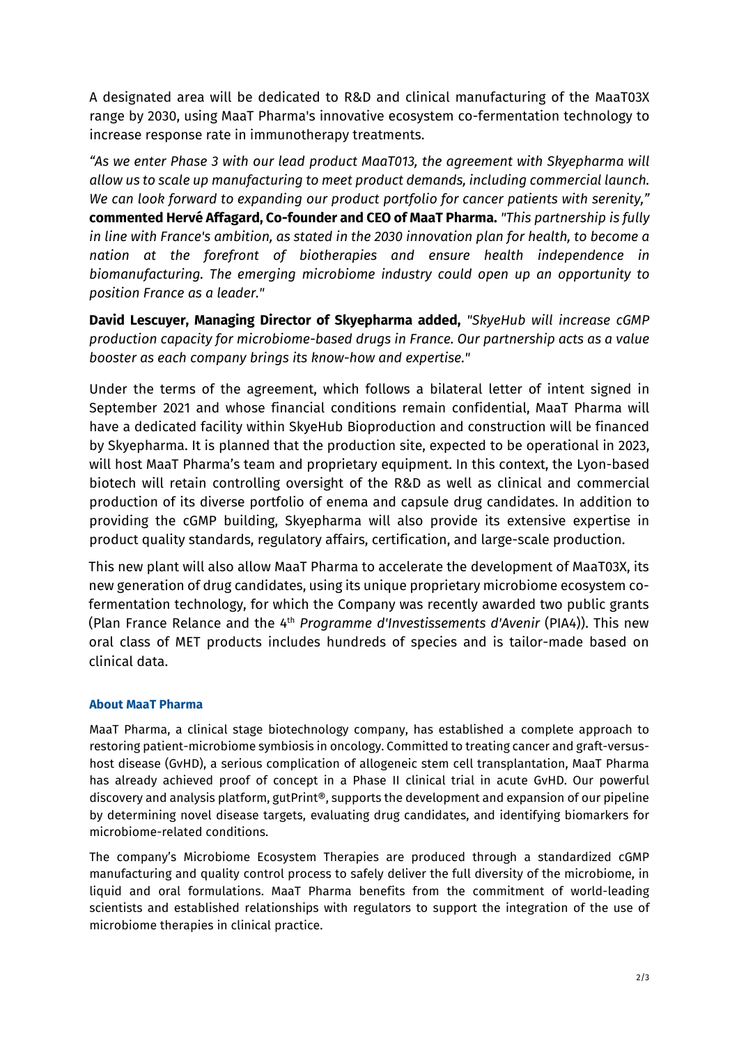A designated area will be dedicated to R&D and clinical manufacturing of the MaaT03X range by 2030, using MaaT Pharma's innovative ecosystem co-fermentation technology to increase response rate in immunotherapy treatments.

*"As we enter Phase 3 with our lead product MaaT013, the agreement with Skyepharma will allow us to scale up manufacturing to meet product demands, including commercial launch. We can look forward to expanding our product portfolio for cancer patients with serenity,"* **commented Hervé Affagard, Co-founder and CEO of MaaT Pharma.** *"This partnership is fully in line with France's ambition, as stated in the 2030 innovation plan for health, to become a nation at the forefront of biotherapies and ensure health independence in biomanufacturing. The emerging microbiome industry could open up an opportunity to position France as a leader."*

**David Lescuyer, Managing Director of Skyepharma added,** *"SkyeHub will increase cGMP production capacity for microbiome-based drugs in France. Our partnership acts as a value booster as each company brings its know-how and expertise."*

Under the terms of the agreement, which follows a bilateral letter of intent signed in September 2021 and whose financial conditions remain confidential, MaaT Pharma will have a dedicated facility within SkyeHub Bioproduction and construction will be financed by Skyepharma. It is planned that the production site, expected to be operational in 2023, will host MaaT Pharma's team and proprietary equipment. In this context, the Lyon-based biotech will retain controlling oversight of the R&D as well as clinical and commercial production of its diverse portfolio of enema and capsule drug candidates. In addition to providing the cGMP building, Skyepharma will also provide its extensive expertise in product quality standards, regulatory affairs, certification, and large-scale production.

This new plant will also allow MaaT Pharma to accelerate the development of MaaT03X, its new generation of drug candidates, using its unique proprietary microbiome ecosystem co-fermentation technology, for which the Company was recently awarded two public grants (Plan France Relance and the 4th *Programme d'Investissements d'Avenir* (PIA4)). This new oral class of MET products includes hundreds of species and is tailor-made based on clinical data.

### About MaaT Pharma

MaaT Pharma, a clinical stage biotechnology company, has established a complete approach to restoring patient-microbiome symbiosis in oncology. Committed to treating cancer and graft-versus-host disease (GvHD), a serious complication of allogeneic stem cell transplantation, MaaT Pharma has already achieved proof of concept in a Phase II clinical trial in acute GvHD. Our powerful discovery and analysis platform, gutPrint®, supports the development and expansion of our pipeline by determining novel disease targets, evaluating drug candidates, and identifying biomarkers for microbiome-related conditions.

The company's Microbiome Ecosystem Therapies are produced through a standardized cGMP manufacturing and quality control process to safely deliver the full diversity of the microbiome, in liquid and oral formulations. MaaT Pharma benefits from the commitment of world-leading scientists and established relationships with regulators to support the integration of the use of microbiome therapies in clinical practice.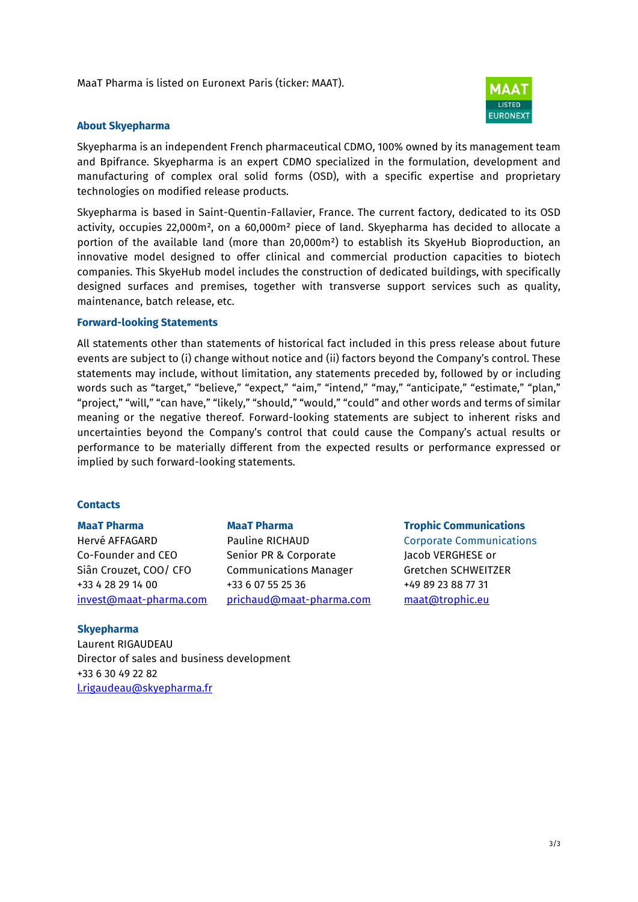MaaT Pharma is listed on Euronext Paris (ticker: MAAT).

MAAT
LISTED
EURONEXT

### About Skyepharma

Skyepharma is an independent French pharmaceutical CDMO, 100% owned by its management team and Bpifrance. Skyepharma is an expert CDMO specialized in the formulation, development and manufacturing of complex oral solid forms (OSD), with a specific expertise and proprietary technologies on modified release products.

Skyepharma is based in Saint-Quentin-Fallavier, France. The current factory, dedicated to its OSD activity, occupies 22,000m², on a 60,000m² piece of land. Skyepharma has decided to allocate a portion of the available land (more than 20,000m²) to establish its SkyeHub Bioproduction, an innovative model designed to offer clinical and commercial production capacities to biotech companies. This SkyeHub model includes the construction of dedicated buildings, with specifically designed surfaces and premises, together with transverse support services such as quality, maintenance, batch release, etc.

### Forward-looking Statements

All statements other than statements of historical fact included in this press release about future events are subject to (i) change without notice and (ii) factors beyond the Company's control. These statements may include, without limitation, any statements preceded by, followed by or including words such as "target," "believe," "expect," "aim," "intend," "may," "anticipate," "estimate," "plan," "project," "will," "can have," "likely," "should," "would," "could" and other words and terms of similar meaning or the negative thereof. Forward-looking statements are subject to inherent risks and uncertainties beyond the Company's control that could cause the Company's actual results or performance to be materially different from the expected results or performance expressed or implied by such forward-looking statements.

### Contacts

**MaaT Pharma**
Hervé AFFAGARD
Co-Founder and CEO
Siân Crouzet, COO/ CFO
+33 4 28 29 14 00
invest@maat-pharma.com

**MaaT Pharma**
Pauline RICHAUD
Senior PR & Corporate Communications Manager
+33 6 07 55 25 36
prichaud@maat-pharma.com

**Trophic Communications**
Corporate Communications
Jacob VERGHESE or
Gretchen SCHWEITZER
+49 89 23 88 77 31
maat@trophic.eu

**Skyepharma**
Laurent RIGAUDEAU
Director of sales and business development
+33 6 30 49 22 82
l.rigaudeau@skyepharma.fr